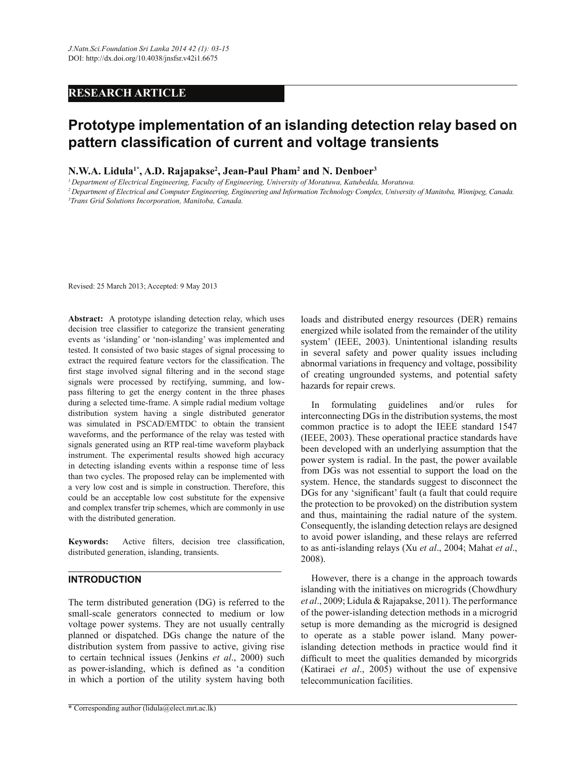## RESEARCH ARTICLE

# Prototype implementation of an islanding detection relay based on pattern classification of current and voltage transients

**N.W.A. Lidula[1*], A.D. Rajapakse[2], Jean-Paul Pham[2] and N. Denboer[3]**

[1] *Department of Electrical Engineering, Faculty of Engineering, University of Moratuwa, Katubedda, Moratuwa.*
[2] *Department of Electrical and Computer Engineering, Engineering and Information Technology Complex, University of Manitoba, Winnipeg, Canada.*
[3] *Trans Grid Solutions Incorporation, Manitoba, Canada.*

Revised: 25 March 2013; Accepted: 9 May 2013

**Abstract:** A prototype islanding detection relay, which uses decision tree classifier to categorize the transient generating events as 'islanding' or 'non-islanding' was implemented and tested. It consisted of two basic stages of signal processing to extract the required feature vectors for the classification. The first stage involved signal filtering and in the second stage signals were processed by rectifying, summing, and low-pass filtering to get the energy content in the three phases during a selected time-frame. A simple radial medium voltage distribution system having a single distributed generator was simulated in PSCAD/EMTDC to obtain the transient waveforms, and the performance of the relay was tested with signals generated using an RTP real-time waveform playback instrument. The experimental results showed high accuracy in detecting islanding events within a response time of less than two cycles. The proposed relay can be implemented with a very low cost and is simple in construction. Therefore, this could be an acceptable low cost substitute for the expensive and complex transfer trip schemes, which are commonly in use with the distributed generation.

**Keywords:** Active filters, decision tree classification, distributed generation, islanding, transients.

## INTRODUCTION

The term distributed generation (DG) is referred to the small-scale generators connected to medium or low voltage power systems. They are not usually centrally planned or dispatched. DGs change the nature of the distribution system from passive to active, giving rise to certain technical issues (Jenkins *et al*., 2000) such as power-islanding, which is defined as 'a condition in which a portion of the utility system having both loads and distributed energy resources (DER) remains energized while isolated from the remainder of the utility system' (IEEE, 2003). Unintentional islanding results in several safety and power quality issues including abnormal variations in frequency and voltage, possibility of creating ungrounded systems, and potential safety hazards for repair crews.

In formulating guidelines and/or rules for interconnecting DGs in the distribution systems, the most common practice is to adopt the IEEE standard 1547 (IEEE, 2003). These operational practice standards have been developed with an underlying assumption that the power system is radial. In the past, the power available from DGs was not essential to support the load on the system. Hence, the standards suggest to disconnect the DGs for any 'significant' fault (a fault that could require the protection to be provoked) on the distribution system and thus, maintaining the radial nature of the system. Consequently, the islanding detection relays are designed to avoid power islanding, and these relays are referred to as anti-islanding relays (Xu *et al*., 2004; Mahat *et al*., 2008).

However, there is a change in the approach towards islanding with the initiatives on microgrids (Chowdhury *et al*., 2009; Lidula & Rajapakse, 2011). The performance of the power-islanding detection methods in a microgrid setup is more demanding as the microgrid is designed to operate as a stable power island. Many power-islanding detection methods in practice would find it difficult to meet the qualities demanded by micorgrids (Katiraei *et al*., 2005) without the use of expensive telecommunication facilities.

* Corresponding author (lidula@elect.mrt.ac.lk)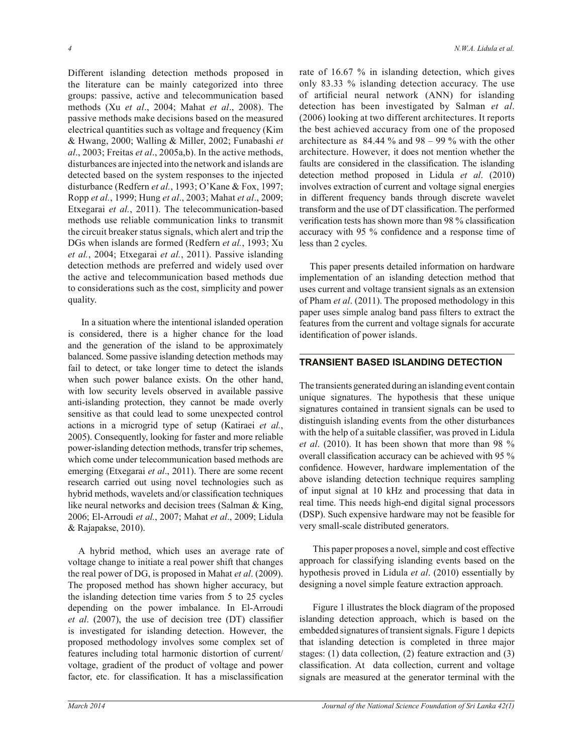Different islanding detection methods proposed in the literature can be mainly categorized into three groups: passive, active and telecommunication based methods (Xu *et al*., 2004; Mahat *et al*., 2008). The passive methods make decisions based on the measured electrical quantities such as voltage and frequency (Kim & Hwang, 2000; Walling & Miller, 2002; Funabashi *et al*., 2003; Freitas *et al*., 2005a,b). In the active methods, disturbances are injected into the network and islands are detected based on the system responses to the injected disturbance (Redfern *et al.*, 1993; O'Kane & Fox, 1997; Ropp *et al.*, 1999; Hung *et al*., 2003; Mahat *et al*., 2009; Etxegarai *et al.*, 2011). The telecommunication-based methods use reliable communication links to transmit the circuit breaker status signals, which alert and trip the DGs when islands are formed (Redfern *et al.*, 1993; Xu *et al.*, 2004; Etxegarai *et al.*, 2011). Passive islanding detection methods are preferred and widely used over the active and telecommunication based methods due to considerations such as the cost, simplicity and power quality.

In a situation where the intentional islanded operation is considered, there is a higher chance for the load and the generation of the island to be approximately balanced. Some passive islanding detection methods may fail to detect, or take longer time to detect the islands when such power balance exists. On the other hand, with low security levels observed in available passive anti-islanding protection, they cannot be made overly sensitive as that could lead to some unexpected control actions in a microgrid type of setup (Katiraei *et al.*, 2005). Consequently, looking for faster and more reliable power-islanding detection methods, transfer trip schemes, which come under telecommunication based methods are emerging (Etxegarai *et al*., 2011). There are some recent research carried out using novel technologies such as hybrid methods, wavelets and/or classification techniques like neural networks and decision trees (Salman & King, 2006; El-Arroudi *et al.*, 2007; Mahat *et al*., 2009; Lidula & Rajapakse, 2010).

A hybrid method, which uses an average rate of voltage change to initiate a real power shift that changes the real power of DG, is proposed in Mahat *et al*. (2009). The proposed method has shown higher accuracy, but the islanding detection time varies from 5 to 25 cycles depending on the power imbalance. In El-Arroudi *et al*. (2007), the use of decision tree (DT) classifier is investigated for islanding detection. However, the proposed methodology involves some complex set of features including total harmonic distortion of current/voltage, gradient of the product of voltage and power factor, etc. for classification. It has a misclassification rate of 16.67 % in islanding detection, which gives only 83.33 % islanding detection accuracy. The use of artificial neural network (ANN) for islanding detection has been investigated by Salman *et al*. (2006) looking at two different architectures. It reports the best achieved accuracy from one of the proposed architecture as 84.44 % and 98 – 99 % with the other architecture. However, it does not mention whether the faults are considered in the classification. The islanding detection method proposed in Lidula *et al*. (2010) involves extraction of current and voltage signal energies in different frequency bands through discrete wavelet transform and the use of DT classification. The performed verification tests has shown more than 98 % classification accuracy with 95 % confidence and a response time of less than 2 cycles.

This paper presents detailed information on hardware implementation of an islanding detection method that uses current and voltage transient signals as an extension of Pham *et al*. (2011). The proposed methodology in this paper uses simple analog band pass filters to extract the features from the current and voltage signals for accurate identification of power islands.

## TRANSIENT BASED ISLANDING DETECTION

The transients generated during an islanding event contain unique signatures. The hypothesis that these unique signatures contained in transient signals can be used to distinguish islanding events from the other disturbances with the help of a suitable classifier, was proved in Lidula *et al*. (2010). It has been shown that more than 98 % overall classification accuracy can be achieved with 95 % confidence. However, hardware implementation of the above islanding detection technique requires sampling of input signal at 10 kHz and processing that data in real time. This needs high-end digital signal processors (DSP). Such expensive hardware may not be feasible for very small-scale distributed generators.

This paper proposes a novel, simple and cost effective approach for classifying islanding events based on the hypothesis proved in Lidula *et al*. (2010) essentially by designing a novel simple feature extraction approach.

Figure 1 illustrates the block diagram of the proposed islanding detection approach, which is based on the embedded signatures of transient signals. Figure 1 depicts that islanding detection is completed in three major stages: (1) data collection, (2) feature extraction and (3) classification. At data collection, current and voltage signals are measured at the generator terminal with the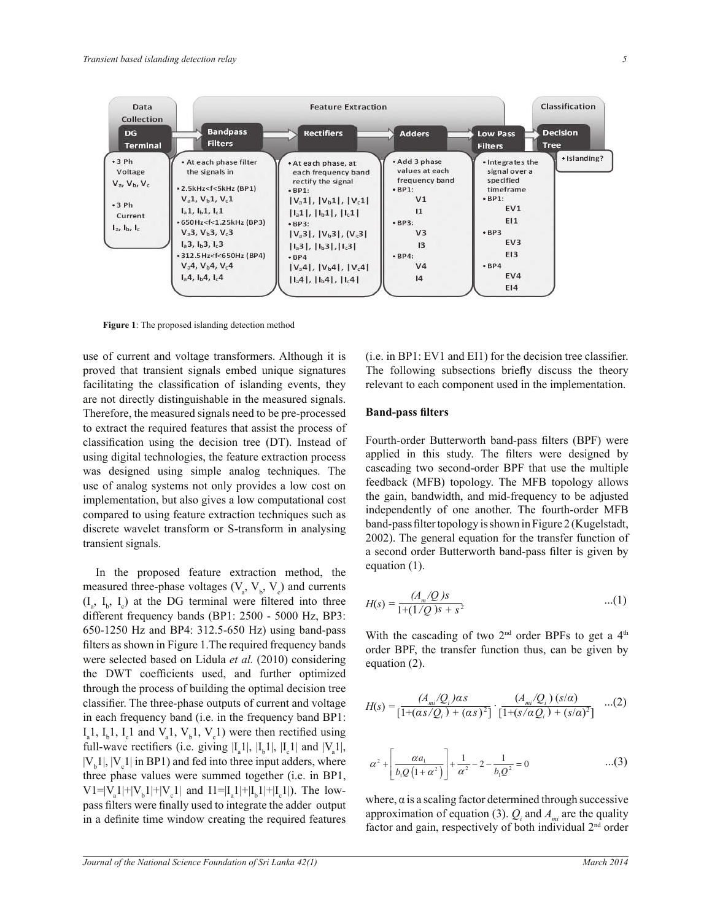Figure 1: The proposed islanding detection method

use of current and voltage transformers. Although it is proved that transient signals embed unique signatures facilitating the classification of islanding events, they are not directly distinguishable in the measured signals. Therefore, the measured signals need to be pre-processed to extract the required features that assist the process of classification using the decision tree (DT). Instead of using digital technologies, the feature extraction process was designed using simple analog techniques. The use of analog systems not only provides a low cost on implementation, but also gives a low computational cost compared to using feature extraction techniques such as discrete wavelet transform or S-transform in analysing transient signals.

In the proposed feature extraction method, the measured three-phase voltages ($V_a$, $V_b$, $V_c$) and currents ($I_a$, $I_b$, $I_c$) at the DG terminal were filtered into three different frequency bands (BP1: 2500 - 5000 Hz, BP3: 650-1250 Hz and BP4: 312.5-650 Hz) using band-pass filters as shown in Figure 1.The required frequency bands were selected based on Lidula *et al.* (2010) considering the DWT coefficients used, and further optimized through the process of building the optimal decision tree classifier. The three-phase outputs of current and voltage in each frequency band (i.e. in the frequency band BP1: $I_a1$, $I_b1$, $I_c1$ and $V_a1$, $V_b1$, $V_c1$) were then rectified using full-wave rectifiers (i.e. giving $|I_a1|$, $|I_b1|$, $|I_c1|$ and $|V_a1|$, $|V_b1|$, $|V_c1|$ in BP1) and fed into three input adders, where three phase values were summed together (i.e. in BP1, $V1=|V_a1|+|V_b1|+|V_c1|$ and $I1=|I_a1|+|I_b1|+|I_c1|$). The low-pass filters were finally used to integrate the adder output in a definite time window creating the required features (i.e. in BP1: EV1 and EI1) for the decision tree classifier. The following subsections briefly discuss the theory relevant to each component used in the implementation.

**Band-pass filters**

Fourth-order Butterworth band-pass filters (BPF) were applied in this study. The filters were designed by cascading two second-order BPF that use the multiple feedback (MFB) topology. The MFB topology allows the gain, bandwidth, and mid-frequency to be adjusted independently of one another. The fourth-order MFB band-pass filter topology is shown in Figure 2 (Kugelstadt, 2002). The general equation for the transfer function of a second order Butterworth band-pass filter is given by equation (1).

$$H(s) = \frac{(A_m/Q)s}{1+(1/Q)s + s^2} \quad ...(1)$$

With the cascading of two 2nd order BPFs to get a 4th order BPF, the transfer function thus, can be given by equation (2).

$$H(s) = \frac{(A_{mi}/Q_i)\alpha s}{[1+(\alpha s/Q_i) + (\alpha s)^2]} \cdot \frac{(A_{mi}/Q_i)(s/\alpha)}{[1+(s/\alpha Q_i) + (s/\alpha)^2]} \quad ...(2)$$

$$\alpha^2 + \left[\frac{\alpha a_1}{b_1 Q\left(1+\alpha^2\right)}\right] + \frac{1}{\alpha^2} - 2 - \frac{1}{b_1 Q^2} = 0 \quad ...(3)$$

where, $\alpha$ is a scaling factor determined through successive approximation of equation (3). $Q_i$ and $A_{mi}$ are the quality factor and gain, respectively of both individual 2nd order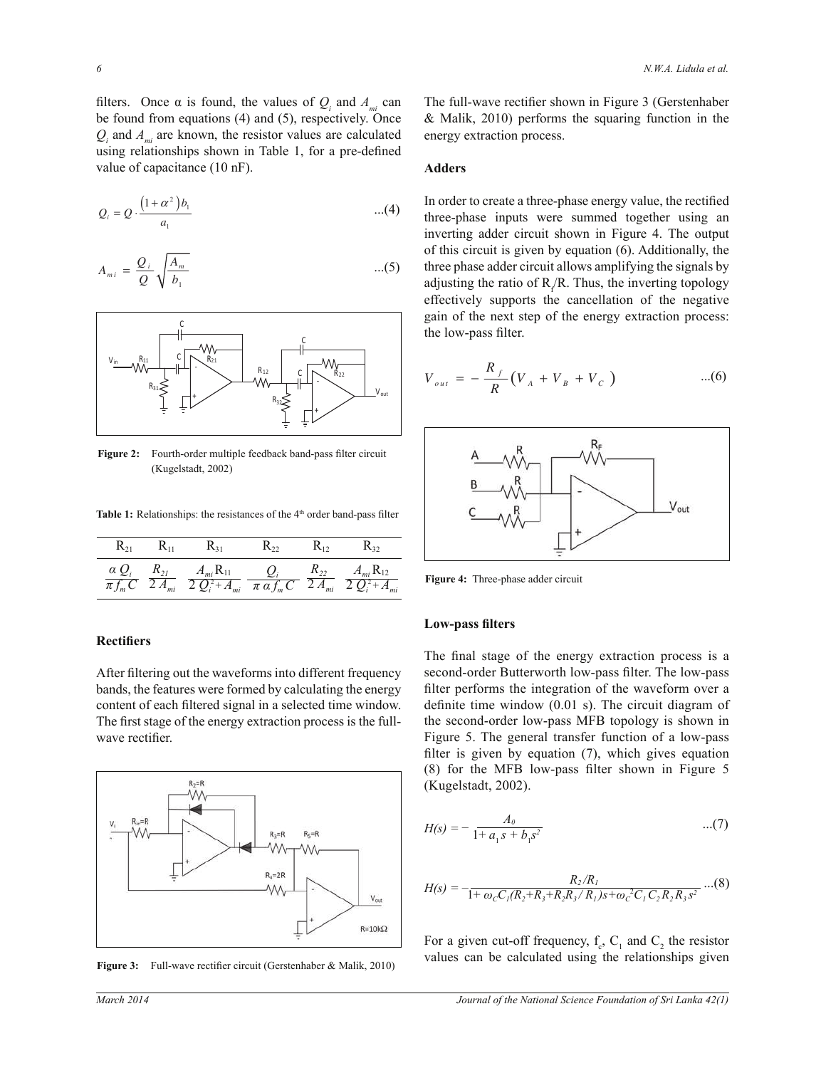filters. Once α is found, the values of $Q_i$ and $A_{mi}$ can be found from equations (4) and (5), respectively. Once $Q_i$ and $A_{mi}$ are known, the resistor values are calculated using relationships shown in Table 1, for a pre-defined value of capacitance (10 nF).

$$Q_i = Q \cdot \frac{\left(1+\alpha^2\right) b_1}{a_1} \quad ...(4)$$

$$A_{mi} = \frac{Q_i}{Q}\sqrt{\frac{A_m}{b_1}} \quad ...(5)$$

**Figure 2:** Fourth-order multiple feedback band-pass filter circuit (Kugelstadt, 2002)

**Table 1:** Relationships: the resistances of the 4th order band-pass filter

| $R_{21}$ | $R_{11}$ | $R_{31}$ | $R_{22}$ | $R_{12}$ | $R_{32}$ |
|---|---|---|---|---|---|
| $\frac{\alpha Q_i}{\pi f_m C}$ | $\frac{R_{21}}{2A_{mi}}$ | $\frac{A_{mi} R_{11}}{2Q_i^2 + A_{mi}}$ | $\frac{Q_i}{\pi \alpha f_m C}$ | $\frac{R_{22}}{2A_{mi}}$ | $\frac{A_{mi} R_{12}}{2Q_i^2 + A_{mi}}$ |

## Rectifiers

After filtering out the waveforms into different frequency bands, the features were formed by calculating the energy content of each filtered signal in a selected time window. The first stage of the energy extraction process is the full-wave rectifier.

**Figure 3:** Full-wave rectifier circuit (Gerstenhaber & Malik, 2010)

The full-wave rectifier shown in Figure 3 (Gerstenhaber & Malik, 2010) performs the squaring function in the energy extraction process.

## Adders

In order to create a three-phase energy value, the rectified three-phase inputs were summed together using an inverting adder circuit shown in Figure 4. The output of this circuit is given by equation (6). Additionally, the three phase adder circuit allows amplifying the signals by adjusting the ratio of $R_f/R$. Thus, the inverting topology effectively supports the cancellation of the negative gain of the next step of the energy extraction process: the low-pass filter.

$$V_{out} = -\frac{R_f}{R}\left(V_A + V_B + V_C\right) \quad ...(6)$$

**Figure 4:** Three-phase adder circuit

## Low-pass filters

The final stage of the energy extraction process is a second-order Butterworth low-pass filter. The low-pass filter performs the integration of the waveform over a definite time window (0.01 s). The circuit diagram of the second-order low-pass MFB topology is shown in Figure 5. The general transfer function of a low-pass filter is given by equation (7), which gives equation (8) for the MFB low-pass filter shown in Figure 5 (Kugelstadt, 2002).

$$H(s) = -\frac{A_0}{1 + a_1 s + b_1 s^2} \quad ...(7)$$

$$H(s) = -\frac{R_2/R_1}{1 + \omega_C C_1 (R_2 + R_3 + R_2 R_3 / R_1) s + \omega_C^2 C_1 C_2 R_2 R_3 s^2} \quad ...(8)$$

For a given cut-off frequency, $f_c$, $C_1$ and $C_2$ the resistor values can be calculated using the relationships given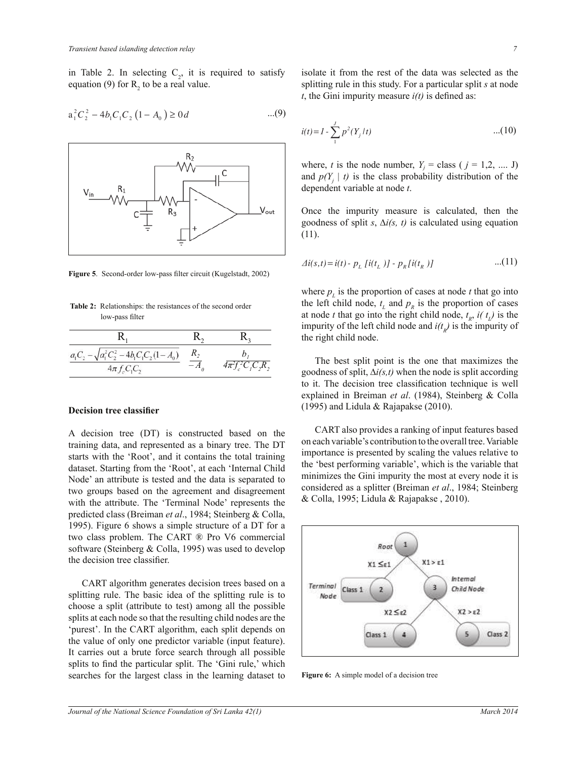in Table 2. In selecting $C_2$, it is required to satisfy equation (9) for $R_2$ to be a real value.

$$a_1^2 C_2^2 - 4b_1 C_1 C_2 (1 - A_0) \geq 0d \qquad ...(9)$$

Figure 5. Second-order low-pass filter circuit (Kugelstadt, 2002)

**Table 2:** Relationships: the resistances of the second order low-pass filter

| $R_1$ | $R_2$ | $R_3$ |
|---|---|---|
| $\frac{a_1 C_2 - \sqrt{a_1^2 C_2^2 - 4b_1 C_1 C_2 (1 - A_0)}}{4\pi f_c C_1 C_2}$ | $\frac{R_2}{-A_0}$ | $\frac{b_1}{4\pi^2 f_c^2 C_1 C_2 R_2}$ |

### Decision tree classifier

A decision tree (DT) is constructed based on the training data, and represented as a binary tree. The DT starts with the 'Root', and it contains the total training dataset. Starting from the 'Root', at each 'Internal Child Node' an attribute is tested and the data is separated to two groups based on the agreement and disagreement with the attribute. The 'Terminal Node' represents the predicted class (Breiman *et al*., 1984; Steinberg & Colla, 1995). Figure 6 shows a simple structure of a DT for a two class problem. The CART ® Pro V6 commercial software (Steinberg & Colla, 1995) was used to develop the decision tree classifier.

CART algorithm generates decision trees based on a splitting rule. The basic idea of the splitting rule is to choose a split (attribute to test) among all the possible splits at each node so that the resulting child nodes are the 'purest'. In the CART algorithm, each split depends on the value of only one predictor variable (input feature). It carries out a brute force search through all possible splits to find the particular split. The 'Gini rule,' which searches for the largest class in the learning dataset to isolate it from the rest of the data was selected as the splitting rule in this study. For a particular split *s* at node *t*, the Gini impurity measure *i(t)* is defined as:

$$i(t) = 1 - \sum_{1}^{J} p^2(Y_j / t) \qquad ...(10)$$

where, *t* is the node number, $Y_j$ = class ( $j$ = 1,2, .... J) and $p(Y_j \mid t)$ is the class probability distribution of the dependent variable at node *t*.

Once the impurity measure is calculated, then the goodness of split *s*, $\Delta i(s, t)$ is calculated using equation (11).

$$\Delta i(s,t) = i(t) - p_L\,[i(t_L)] - p_R\,[i(t_R)] \qquad ...(11)$$

where $p_L$ is the proportion of cases at node *t* that go into the left child node, $t_L$ and $p_R$ is the proportion of cases at node *t* that go into the right child node, $t_R$, $i(t_L)$ is the impurity of the left child node and $i(t_R)$ is the impurity of the right child node.

The best split point is the one that maximizes the goodness of split, $\Delta i(s,t)$ when the node is split according to it. The decision tree classification technique is well explained in Breiman *et al*. (1984), Steinberg & Colla (1995) and Lidula & Rajapakse (2010).

CART also provides a ranking of input features based on each variable's contribution to the overall tree. Variable importance is presented by scaling the values relative to the 'best performing variable', which is the variable that minimizes the Gini impurity the most at every node it is considered as a splitter (Breiman *et al*., 1984; Steinberg & Colla, 1995; Lidula & Rajapakse , 2010).

**Figure 6:** A simple model of a decision tree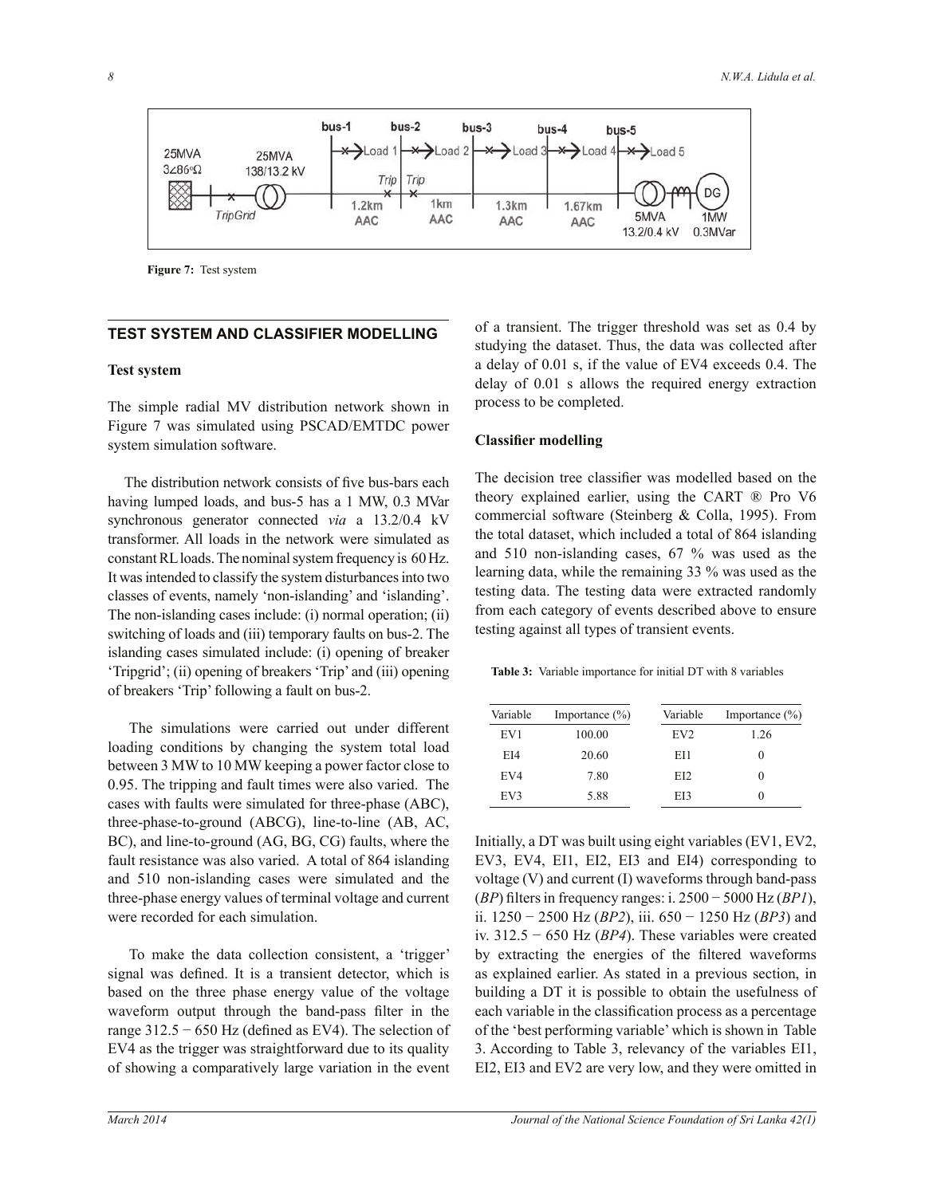Figure 7: Test system

## TEST SYSTEM AND CLASSIFIER MODELLING

### Test system

The simple radial MV distribution network shown in Figure 7 was simulated using PSCAD/EMTDC power system simulation software.

The distribution network consists of five bus-bars each having lumped loads, and bus-5 has a 1 MW, 0.3 MVar synchronous generator connected *via* a 13.2/0.4 kV transformer. All loads in the network were simulated as constant RL loads. The nominal system frequency is 60 Hz. It was intended to classify the system disturbances into two classes of events, namely 'non-islanding' and 'islanding'. The non-islanding cases include: (i) normal operation; (ii) switching of loads and (iii) temporary faults on bus-2. The islanding cases simulated include: (i) opening of breaker 'Tripgrid'; (ii) opening of breakers 'Trip' and (iii) opening of breakers 'Trip' following a fault on bus-2.

The simulations were carried out under different loading conditions by changing the system total load between 3 MW to 10 MW keeping a power factor close to 0.95. The tripping and fault times were also varied. The cases with faults were simulated for three-phase (ABC), three-phase-to-ground (ABCG), line-to-line (AB, AC, BC), and line-to-ground (AG, BG, CG) faults, where the fault resistance was also varied. A total of 864 islanding and 510 non-islanding cases were simulated and the three-phase energy values of terminal voltage and current were recorded for each simulation.

To make the data collection consistent, a 'trigger' signal was defined. It is a transient detector, which is based on the three phase energy value of the voltage waveform output through the band-pass filter in the range 312.5 − 650 Hz (defined as EV4). The selection of EV4 as the trigger was straightforward due to its quality of showing a comparatively large variation in the event of a transient. The trigger threshold was set as 0.4 by studying the dataset. Thus, the data was collected after a delay of 0.01 s, if the value of EV4 exceeds 0.4. The delay of 0.01 s allows the required energy extraction process to be completed.

### Classifier modelling

The decision tree classifier was modelled based on the theory explained earlier, using the CART ® Pro V6 commercial software (Steinberg & Colla, 1995). From the total dataset, which included a total of 864 islanding and 510 non-islanding cases, 67 % was used as the learning data, while the remaining 33 % was used as the testing data. The testing data were extracted randomly from each category of events described above to ensure testing against all types of transient events.

**Table 3:** Variable importance for initial DT with 8 variables

| Variable | Importance (%) | Variable | Importance (%) |
|---|---|---|---|
| EV1 | 100.00 | EV2 | 1.26 |
| EI4 | 20.60 | EI1 | 0 |
| EV4 | 7.80 | EI2 | 0 |
| EV3 | 5.88 | EI3 | 0 |

Initially, a DT was built using eight variables (EV1, EV2, EV3, EV4, EI1, EI2, EI3 and EI4) corresponding to voltage (V) and current (I) waveforms through band-pass (*BP*) filters in frequency ranges: i. 2500 − 5000 Hz (*BP1*), ii. 1250 − 2500 Hz (*BP2*), iii. 650 − 1250 Hz (*BP3*) and iv. 312.5 − 650 Hz (*BP4*). These variables were created by extracting the energies of the filtered waveforms as explained earlier. As stated in a previous section, in building a DT it is possible to obtain the usefulness of each variable in the classification process as a percentage of the 'best performing variable' which is shown in Table 3. According to Table 3, relevancy of the variables EI1, EI2, EI3 and EV2 are very low, and they were omitted in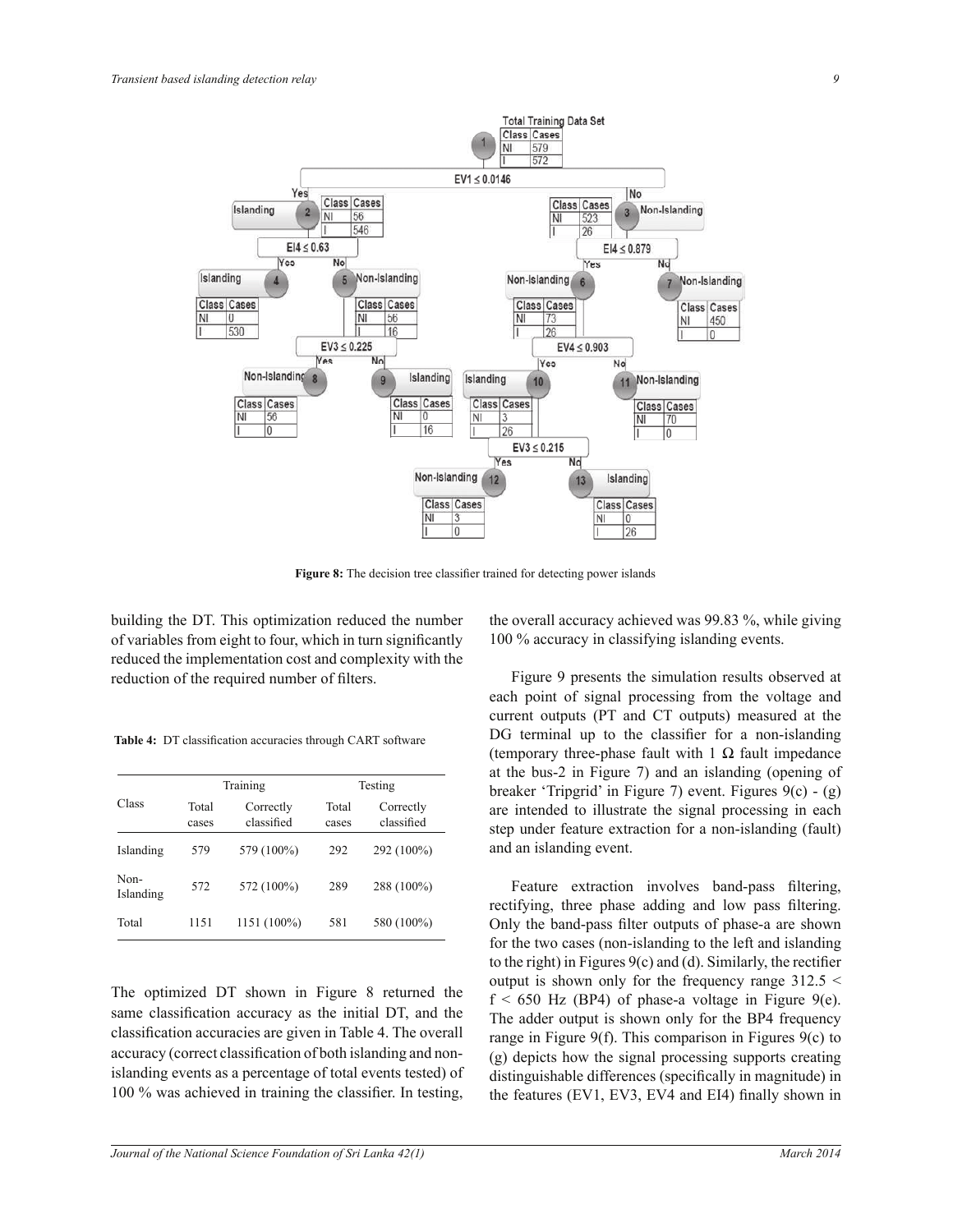Figure 8: The decision tree classifier trained for detecting power islands

building the DT. This optimization reduced the number of variables from eight to four, which in turn significantly reduced the implementation cost and complexity with the reduction of the required number of filters.

**Table 4:** DT classification accuracies through CART software

| Class | Training | | Testing | |
|---|---|---|---|---|
| | Total cases | Correctly classified | Total cases | Correctly classified |
| Islanding | 579 | 579 (100%) | 292 | 292 (100%) |
| Non-Islanding | 572 | 572 (100%) | 289 | 288 (100%) |
| Total | 1151 | 1151 (100%) | 581 | 580 (100%) |

The optimized DT shown in Figure 8 returned the same classification accuracy as the initial DT, and the classification accuracies are given in Table 4. The overall accuracy (correct classification of both islanding and non-islanding events as a percentage of total events tested) of 100 % was achieved in training the classifier. In testing, the overall accuracy achieved was 99.83 %, while giving 100 % accuracy in classifying islanding events.

Figure 9 presents the simulation results observed at each point of signal processing from the voltage and current outputs (PT and CT outputs) measured at the DG terminal up to the classifier for a non-islanding (temporary three-phase fault with 1 Ω fault impedance at the bus-2 in Figure 7) and an islanding (opening of breaker 'Tripgrid' in Figure 7) event. Figures 9(c) - (g) are intended to illustrate the signal processing in each step under feature extraction for a non-islanding (fault) and an islanding event.

Feature extraction involves band-pass filtering, rectifying, three phase adding and low pass filtering. Only the band-pass filter outputs of phase-a are shown for the two cases (non-islanding to the left and islanding to the right) in Figures 9(c) and (d). Similarly, the rectifier output is shown only for the frequency range $312.5 < f < 650$ Hz (BP4) of phase-a voltage in Figure 9(e). The adder output is shown only for the BP4 frequency range in Figure 9(f). This comparison in Figures 9(c) to (g) depicts how the signal processing supports creating distinguishable differences (specifically in magnitude) in the features (EV1, EV3, EV4 and EI4) finally shown in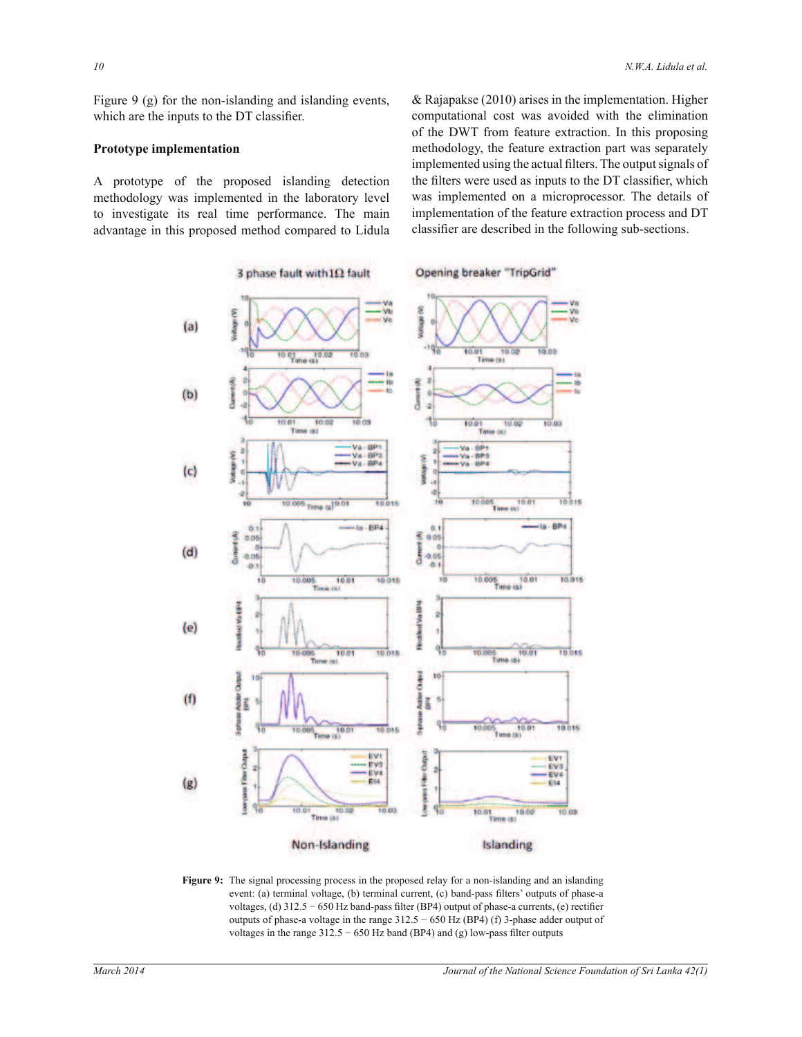Figure 9 (g) for the non-islanding and islanding events, which are the inputs to the DT classifier.

**Prototype implementation**

A prototype of the proposed islanding detection methodology was implemented in the laboratory level to investigate its real time performance. The main advantage in this proposed method compared to Lidula & Rajapakse (2010) arises in the implementation. Higher computational cost was avoided with the elimination of the DWT from feature extraction. In this proposing methodology, the feature extraction part was separately implemented using the actual filters. The output signals of the filters were used as inputs to the DT classifier, which was implemented on a microprocessor. The details of implementation of the feature extraction process and DT classifier are described in the following sub-sections.

**Figure 9:** The signal processing process in the proposed relay for a non-islanding and an islanding event: (a) terminal voltage, (b) terminal current, (c) band-pass filters' outputs of phase-a voltages, (d) 312.5 − 650 Hz band-pass filter (BP4) output of phase-a currents, (e) rectifier outputs of phase-a voltage in the range 312.5 − 650 Hz (BP4) (f) 3-phase adder output of voltages in the range 312.5 − 650 Hz band (BP4) and (g) low-pass filter outputs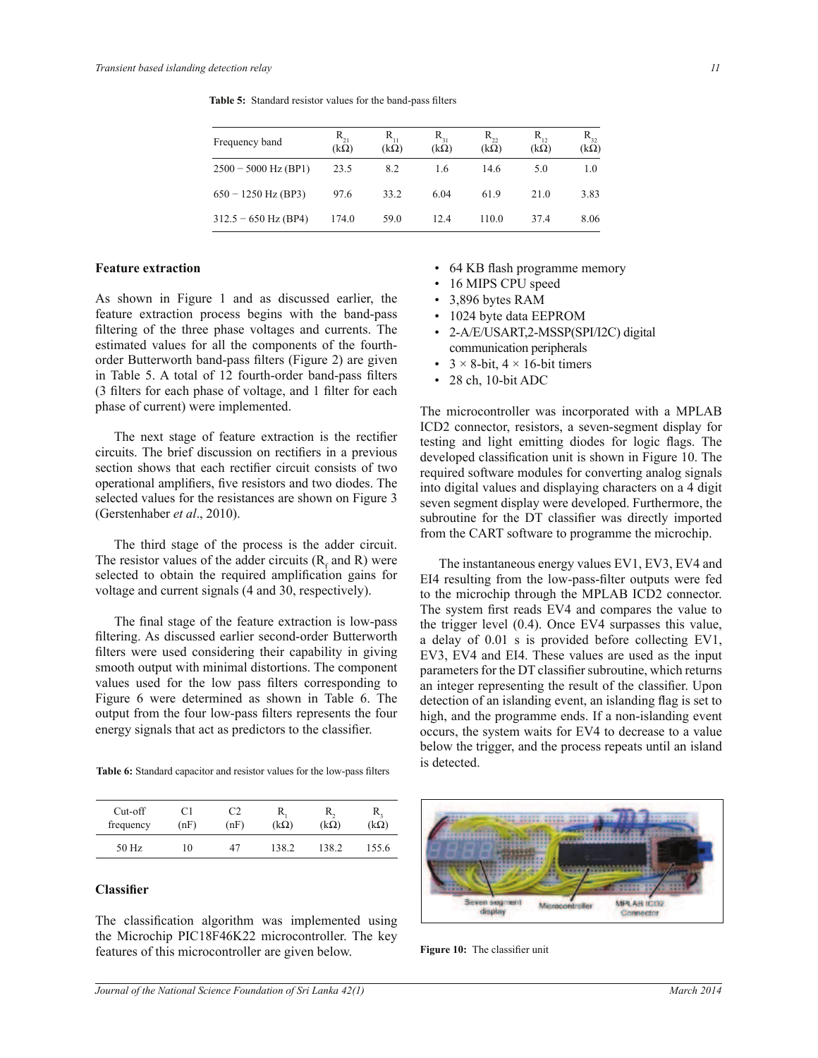**Table 5:** Standard resistor values for the band-pass filters

| Frequency band | $R_{21}$ (kΩ) | $R_{11}$ (kΩ) | $R_{31}$ (kΩ) | $R_{22}$ (kΩ) | $R_{12}$ (kΩ) | $R_{32}$ (kΩ) |
|---|---|---|---|---|---|---|
| 2500 − 5000 Hz (BP1) | 23.5 | 8.2 | 1.6 | 14.6 | 5.0 | 1.0 |
| 650 − 1250 Hz (BP3) | 97.6 | 33.2 | 6.04 | 61.9 | 21.0 | 3.83 |
| 312.5 − 650 Hz (BP4) | 174.0 | 59.0 | 12.4 | 110.0 | 37.4 | 8.06 |

### Feature extraction

As shown in Figure 1 and as discussed earlier, the feature extraction process begins with the band-pass filtering of the three phase voltages and currents. The estimated values for all the components of the fourth-order Butterworth band-pass filters (Figure 2) are given in Table 5. A total of 12 fourth-order band-pass filters (3 filters for each phase of voltage, and 1 filter for each phase of current) were implemented.

The next stage of feature extraction is the rectifier circuits. The brief discussion on rectifiers in a previous section shows that each rectifier circuit consists of two operational amplifiers, five resistors and two diodes. The selected values for the resistances are shown on Figure 3 (Gerstenhaber *et al*., 2010).

The third stage of the process is the adder circuit. The resistor values of the adder circuits ($R_f$ and R) were selected to obtain the required amplification gains for voltage and current signals (4 and 30, respectively).

The final stage of the feature extraction is low-pass filtering. As discussed earlier second-order Butterworth filters were used considering their capability in giving smooth output with minimal distortions. The component values used for the low pass filters corresponding to Figure 6 were determined as shown in Table 6. The output from the four low-pass filters represents the four energy signals that act as predictors to the classifier.

**Table 6:** Standard capacitor and resistor values for the low-pass filters

| Cut-off frequency | C1 (nF) | C2 (nF) | $R_1$ (kΩ) | $R_2$ (kΩ) | $R_3$ (kΩ) |
|---|---|---|---|---|---|
| 50 Hz | 10 | 47 | 138.2 | 138.2 | 155.6 |

### Classifier

The classification algorithm was implemented using the Microchip PIC18F46K22 microcontroller. The key features of this microcontroller are given below.

- 64 KB flash programme memory
- 16 MIPS CPU speed
- 3,896 bytes RAM
- 1024 byte data EEPROM
- 2-A/E/USART,2-MSSP(SPI/I2C) digital communication peripherals
- 3 × 8-bit, 4 × 16-bit timers
- 28 ch, 10-bit ADC

The microcontroller was incorporated with a MPLAB ICD2 connector, resistors, a seven-segment display for testing and light emitting diodes for logic flags. The developed classification unit is shown in Figure 10. The required software modules for converting analog signals into digital values and displaying characters on a 4 digit seven segment display were developed. Furthermore, the subroutine for the DT classifier was directly imported from the CART software to programme the microchip.

The instantaneous energy values EV1, EV3, EV4 and EI4 resulting from the low-pass-filter outputs were fed to the microchip through the MPLAB ICD2 connector. The system first reads EV4 and compares the value to the trigger level (0.4). Once EV4 surpasses this value, a delay of 0.01 s is provided before collecting EV1, EV3, EV4 and EI4. These values are used as the input parameters for the DT classifier subroutine, which returns an integer representing the result of the classifier. Upon detection of an islanding event, an islanding flag is set to high, and the programme ends. If a non-islanding event occurs, the system waits for EV4 to decrease to a value below the trigger, and the process repeats until an island is detected.

**Figure 10:** The classifier unit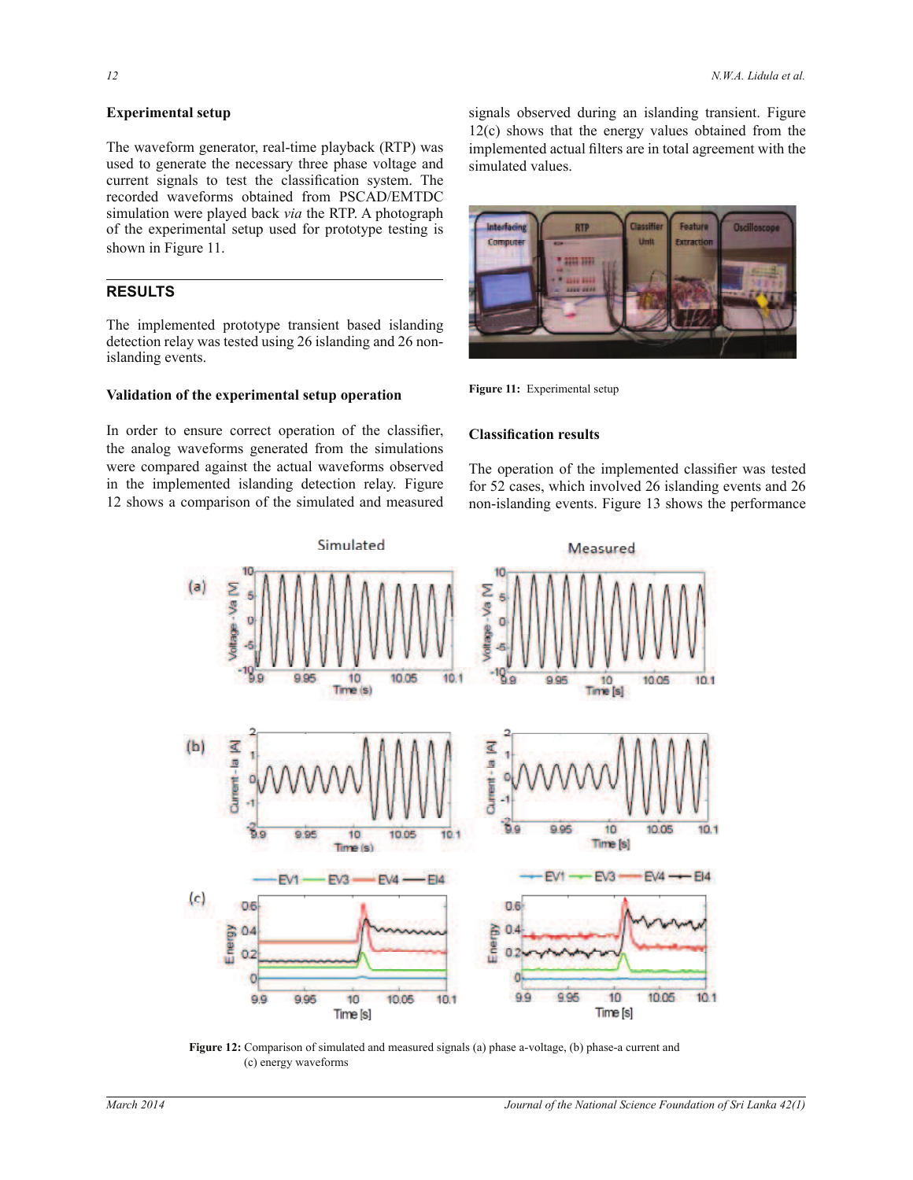### Experimental setup

The waveform generator, real-time playback (RTP) was used to generate the necessary three phase voltage and current signals to test the classification system. The recorded waveforms obtained from PSCAD/EMTDC simulation were played back *via* the RTP. A photograph of the experimental setup used for prototype testing is shown in Figure 11.

## RESULTS

The implemented prototype transient based islanding detection relay was tested using 26 islanding and 26 non-islanding events.

### Validation of the experimental setup operation

In order to ensure correct operation of the classifier, the analog waveforms generated from the simulations were compared against the actual waveforms observed in the implemented islanding detection relay. Figure 12 shows a comparison of the simulated and measured signals observed during an islanding transient. Figure 12(c) shows that the energy values obtained from the implemented actual filters are in total agreement with the simulated values.

**Figure 11:** Experimental setup

### Classification results

The operation of the implemented classifier was tested for 52 cases, which involved 26 islanding events and 26 non-islanding events. Figure 13 shows the performance

**Figure 12:** Comparison of simulated and measured signals (a) phase a-voltage, (b) phase-a current and (c) energy waveforms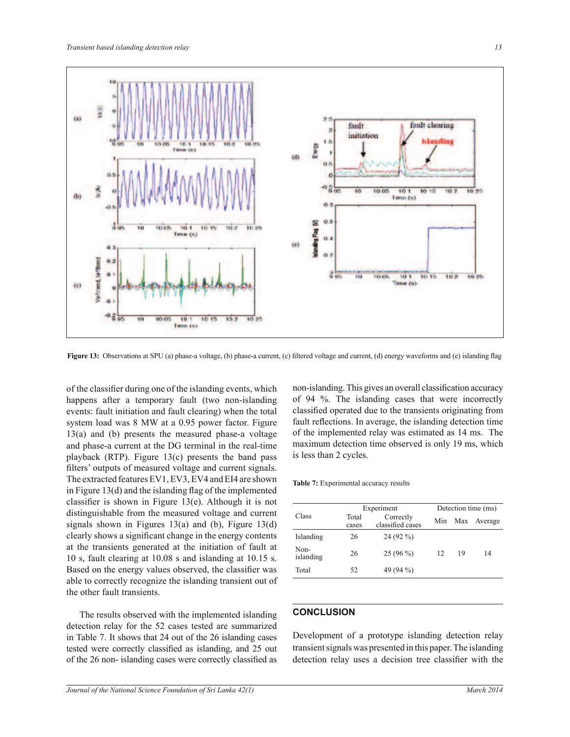Figure 13: Observations at SPU (a) phase-a voltage, (b) phase-a current, (c) filtered voltage and current, (d) energy waveforms and (e) islanding flag

of the classifier during one of the islanding events, which happens after a temporary fault (two non-islanding events: fault initiation and fault clearing) when the total system load was 8 MW at a 0.95 power factor. Figure 13(a) and (b) presents the measured phase-a voltage and phase-a current at the DG terminal in the real-time playback (RTP). Figure 13(c) presents the band pass filters' outputs of measured voltage and current signals. The extracted features EV1, EV3, EV4 and EI4 are shown in Figure 13(d) and the islanding flag of the implemented classifier is shown in Figure 13(e). Although it is not distinguishable from the measured voltage and current signals shown in Figures 13(a) and (b), Figure 13(d) clearly shows a significant change in the energy contents at the transients generated at the initiation of fault at 10 s, fault clearing at 10.08 s and islanding at 10.15 s. Based on the energy values observed, the classifier was able to correctly recognize the islanding transient out of the other fault transients.

The results observed with the implemented islanding detection relay for the 52 cases tested are summarized in Table 7. It shows that 24 out of the 26 islanding cases tested were correctly classified as islanding, and 25 out of the 26 non- islanding cases were correctly classified as non-islanding. This gives an overall classification accuracy of 94 %. The islanding cases that were incorrectly classified operated due to the transients originating from fault reflections. In average, the islanding detection time of the implemented relay was estimated as 14 ms. The maximum detection time observed is only 19 ms, which is less than 2 cycles.

**Table 7:** Experimental accuracy results

| Class | Experiment | | Detection time (ms) | | |
|---|---|---|---|---|---|
| | Total cases | Correctly classified cases | Min | Max | Average |
| Islanding | 26 | 24 (92 %) | | | |
| Non-islanding | 26 | 25 (96 %) | 12 | 19 | 14 |
| Total | 52 | 49 (94 %) | | | |

## CONCLUSION

Development of a prototype islanding detection relay transient signals was presented in this paper. The islanding detection relay uses a decision tree classifier with the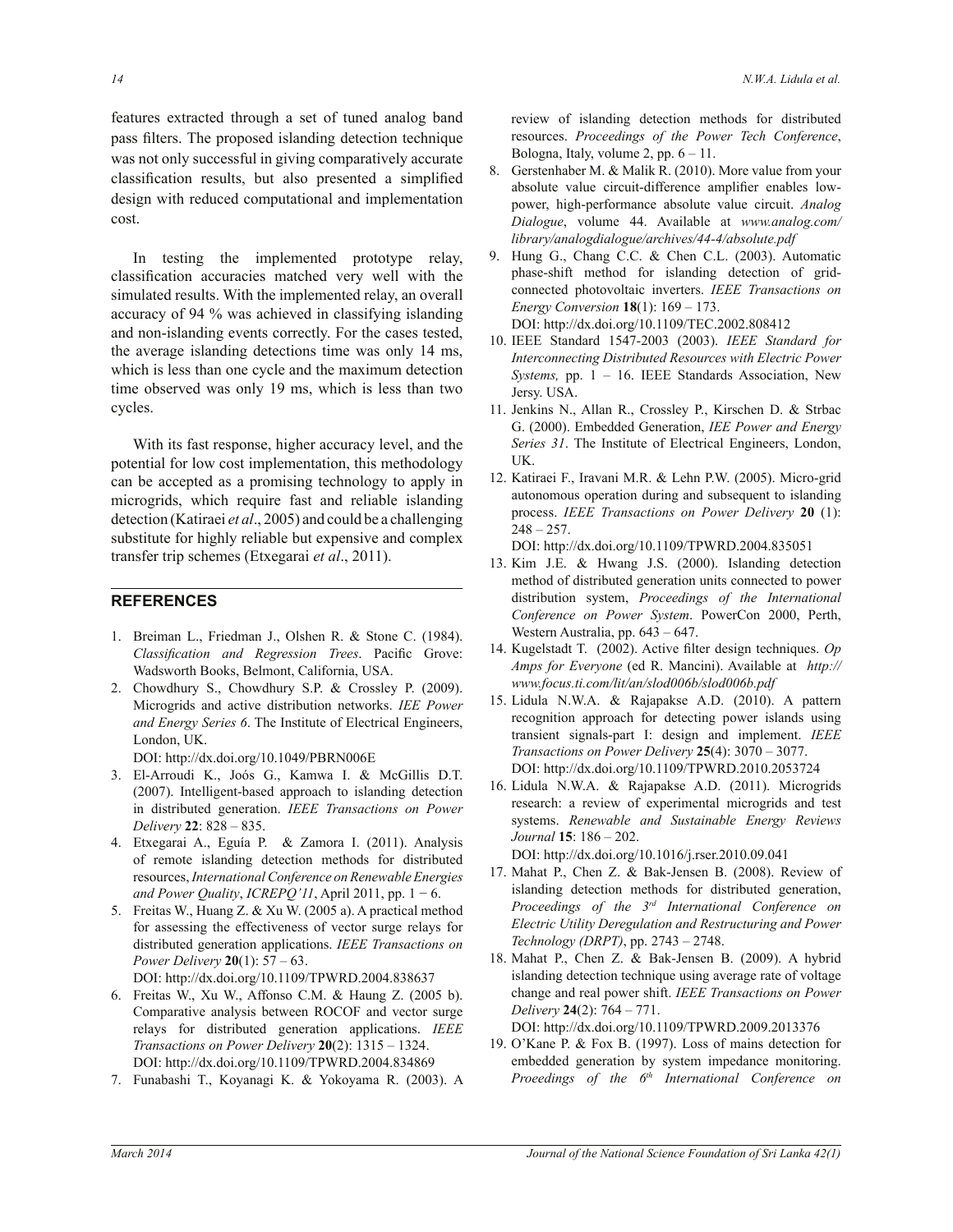features extracted through a set of tuned analog band pass filters. The proposed islanding detection technique was not only successful in giving comparatively accurate classification results, but also presented a simplified design with reduced computational and implementation cost.

In testing the implemented prototype relay, classification accuracies matched very well with the simulated results. With the implemented relay, an overall accuracy of 94 % was achieved in classifying islanding and non-islanding events correctly. For the cases tested, the average islanding detections time was only 14 ms, which is less than one cycle and the maximum detection time observed was only 19 ms, which is less than two cycles.

With its fast response, higher accuracy level, and the potential for low cost implementation, this methodology can be accepted as a promising technology to apply in microgrids, which require fast and reliable islanding detection (Katiraei *et al*., 2005) and could be a challenging substitute for highly reliable but expensive and complex transfer trip schemes (Etxegarai *et al*., 2011).

## REFERENCES

1. Breiman L., Friedman J., Olshen R. & Stone C. (1984). *Classification and Regression Trees*. Pacific Grove: Wadsworth Books, Belmont, California, USA.
2. Chowdhury S., Chowdhury S.P. & Crossley P. (2009). Microgrids and active distribution networks. *IEE Power and Energy Series 6*. The Institute of Electrical Engineers, London, UK.
   DOI: http://dx.doi.org/10.1049/PBRN006E
3. El-Arroudi K., Joós G., Kamwa I. & McGillis D.T. (2007). Intelligent-based approach to islanding detection in distributed generation. *IEEE Transactions on Power Delivery* **22**: 828 – 835.
4. Etxegarai A., Eguía P. & Zamora I. (2011). Analysis of remote islanding detection methods for distributed resources, *International Conference on Renewable Energies and Power Quality*, *ICREPQ'11*, April 2011, pp. 1 − 6.
5. Freitas W., Huang Z. & Xu W. (2005 a). A practical method for assessing the effectiveness of vector surge relays for distributed generation applications. *IEEE Transactions on Power Delivery* **20**(1): 57 – 63.
   DOI: http://dx.doi.org/10.1109/TPWRD.2004.838637
6. Freitas W., Xu W., Affonso C.M. & Haung Z. (2005 b). Comparative analysis between ROCOF and vector surge relays for distributed generation applications. *IEEE Transactions on Power Delivery* **20**(2): 1315 – 1324.
   DOI: http://dx.doi.org/10.1109/TPWRD.2004.834869
7. Funabashi T., Koyanagi K. & Yokoyama R. (2003). A review of islanding detection methods for distributed resources. *Proceedings of the Power Tech Conference*, Bologna, Italy, volume 2, pp. 6 – 11.
8. Gerstenhaber M. & Malik R. (2010). More value from your absolute value circuit-difference amplifier enables low-power, high-performance absolute value circuit. *Analog Dialogue*, volume 44. Available at *www.analog.com/library/analogdialogue/archives/44-4/absolute.pdf*
9. Hung G., Chang C.C. & Chen C.L. (2003). Automatic phase-shift method for islanding detection of grid-connected photovoltaic inverters. *IEEE Transactions on Energy Conversion* **18**(1): 169 – 173.
   DOI: http://dx.doi.org/10.1109/TEC.2002.808412
10. IEEE Standard 1547-2003 (2003). *IEEE Standard for Interconnecting Distributed Resources with Electric Power Systems,* pp. 1 – 16. IEEE Standards Association, New Jersy. USA.
11. Jenkins N., Allan R., Crossley P., Kirschen D. & Strbac G. (2000). Embedded Generation, *IEE Power and Energy Series 31*. The Institute of Electrical Engineers, London, UK.
12. Katiraei F., Iravani M.R. & Lehn P.W. (2005). Micro-grid autonomous operation during and subsequent to islanding process. *IEEE Transactions on Power Delivery* **20** (1): 248 – 257.
    DOI: http://dx.doi.org/10.1109/TPWRD.2004.835051
13. Kim J.E. & Hwang J.S. (2000). Islanding detection method of distributed generation units connected to power distribution system, *Proceedings of the International Conference on Power System*. PowerCon 2000, Perth, Western Australia, pp. 643 – 647.
14. Kugelstadt T. (2002). Active filter design techniques. *Op Amps for Everyone* (ed R. Mancini). Available at *http://www.focus.ti.com/lit/an/slod006b/slod006b.pdf*
15. Lidula N.W.A. & Rajapakse A.D. (2010). A pattern recognition approach for detecting power islands using transient signals-part I: design and implement. *IEEE Transactions on Power Delivery* **25**(4): 3070 – 3077.
    DOI: http://dx.doi.org/10.1109/TPWRD.2010.2053724
16. Lidula N.W.A. & Rajapakse A.D. (2011). Microgrids research: a review of experimental microgrids and test systems. *Renewable and Sustainable Energy Reviews Journal* **15**: 186 – 202.
    DOI: http://dx.doi.org/10.1016/j.rser.2010.09.041
17. Mahat P., Chen Z. & Bak-Jensen B. (2008). Review of islanding detection methods for distributed generation, *Proceedings of the 3rd International Conference on Electric Utility Deregulation and Restructuring and Power Technology (DRPT)*, pp. 2743 – 2748.
18. Mahat P., Chen Z. & Bak-Jensen B. (2009). A hybrid islanding detection technique using average rate of voltage change and real power shift. *IEEE Transactions on Power Delivery* **24**(2): 764 – 771.
    DOI: http://dx.doi.org/10.1109/TPWRD.2009.2013376
19. O'Kane P. & Fox B. (1997). Loss of mains detection for embedded generation by system impedance monitoring. *Proeedings of the 6th International Conference on*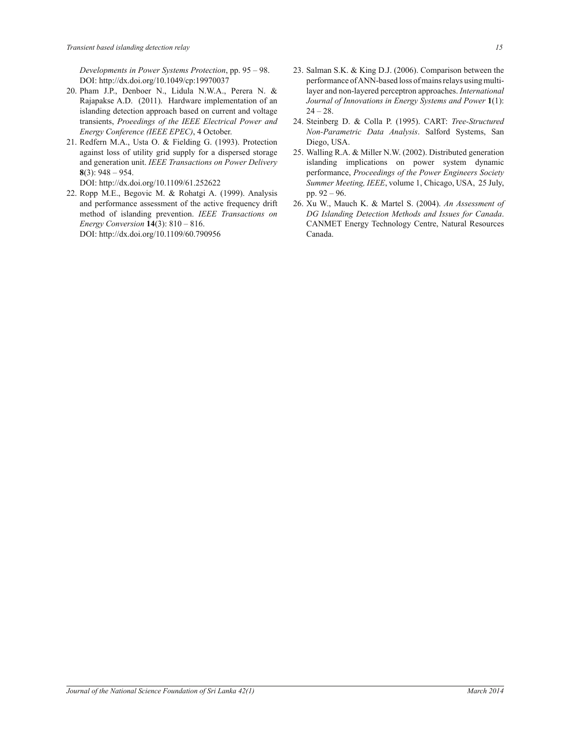*Developments in Power Systems Protection*, pp. 95 – 98. DOI: http://dx.doi.org/10.1049/cp:19970037

20. Pham J.P., Denboer N., Lidula N.W.A., Perera N. & Rajapakse A.D. (2011). Hardware implementation of an islanding detection approach based on current and voltage transients, *Proeedings of the IEEE Electrical Power and Energy Conference (IEEE EPEC)*, 4 October.
21. Redfern M.A., Usta O. & Fielding G. (1993). Protection against loss of utility grid supply for a dispersed storage and generation unit. *IEEE Transactions on Power Delivery* **8**(3): 948 – 954.
    DOI: http://dx.doi.org/10.1109/61.252622
22. Ropp M.E., Begovic M. & Rohatgi A. (1999). Analysis and performance assessment of the active frequency drift method of islanding prevention. *IEEE Transactions on Energy Conversion* **14**(3): 810 – 816.
    DOI: http://dx.doi.org/10.1109/60.790956
23. Salman S.K. & King D.J. (2006). Comparison between the performance of ANN-based loss of mains relays using multi-layer and non-layered perceptron approaches. *International Journal of Innovations in Energy Systems and Power* **1**(1): 24 – 28.
24. Steinberg D. & Colla P. (1995). CART: *Tree-Structured Non-Parametric Data Analysis*. Salford Systems, San Diego, USA.
25. Walling R.A. & Miller N.W. (2002). Distributed generation islanding implications on power system dynamic performance, *Proceedings of the Power Engineers Society Summer Meeting, IEEE*, volume 1, Chicago, USA, 25 July, pp. 92 – 96.
26. Xu W., Mauch K. & Martel S. (2004). *An Assessment of DG Islanding Detection Methods and Issues for Canada*. CANMET Energy Technology Centre, Natural Resources Canada.